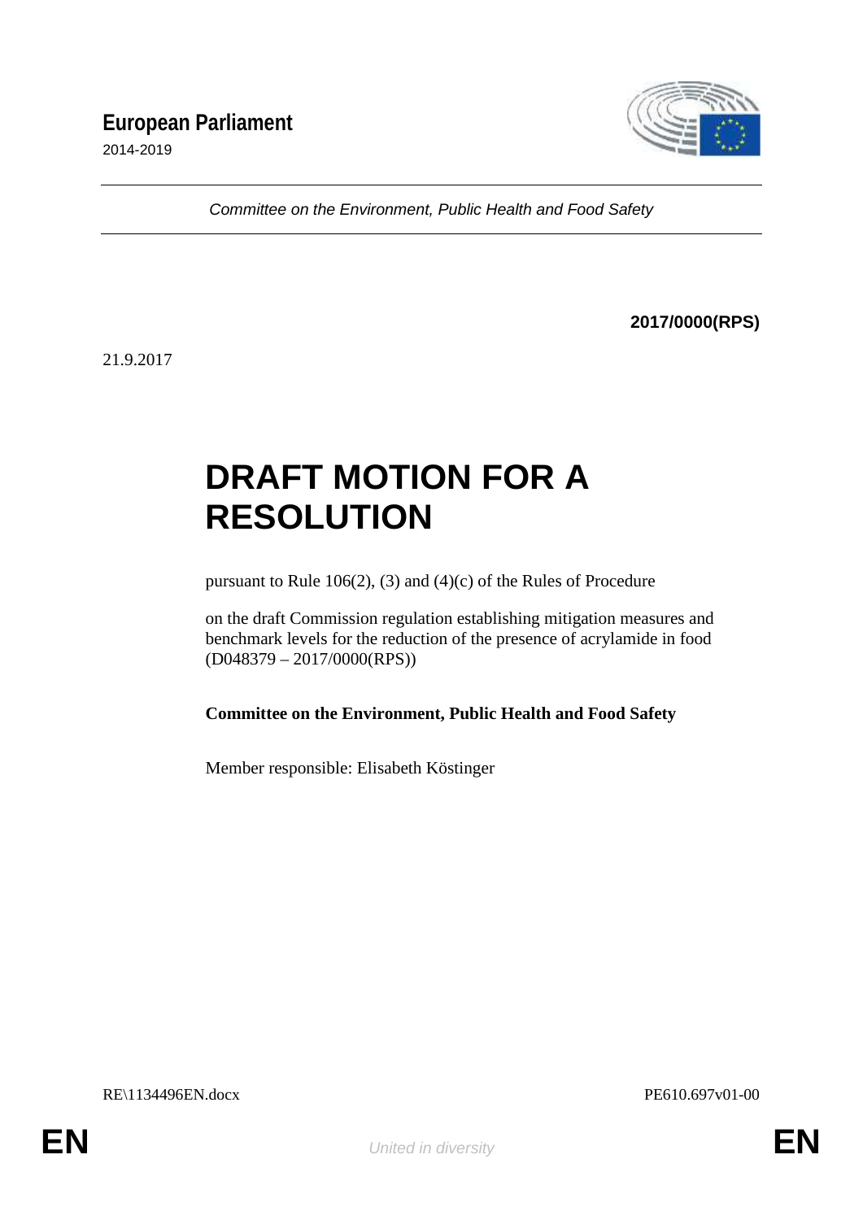**European Parliament**

2014-2019

*Committee on the Environment, Public Health and Food Safety*

**2017/0000(RPS)**

21.9.2017

# DRAFT MOTION FOR A RESOLUTION

pursuant to Rule 106(2), (3) and (4)(c) of the Rules of Procedure

on the draft Commission regulation establishing mitigation measures and benchmark levels for the reduction of the presence of acrylamide in food (D048379 – 2017/0000(RPS))

**Committee on the Environment, Public Health and Food Safety**

Member responsible: Elisabeth Köstinger

RE\1134496EN.docx PE610.697v01-00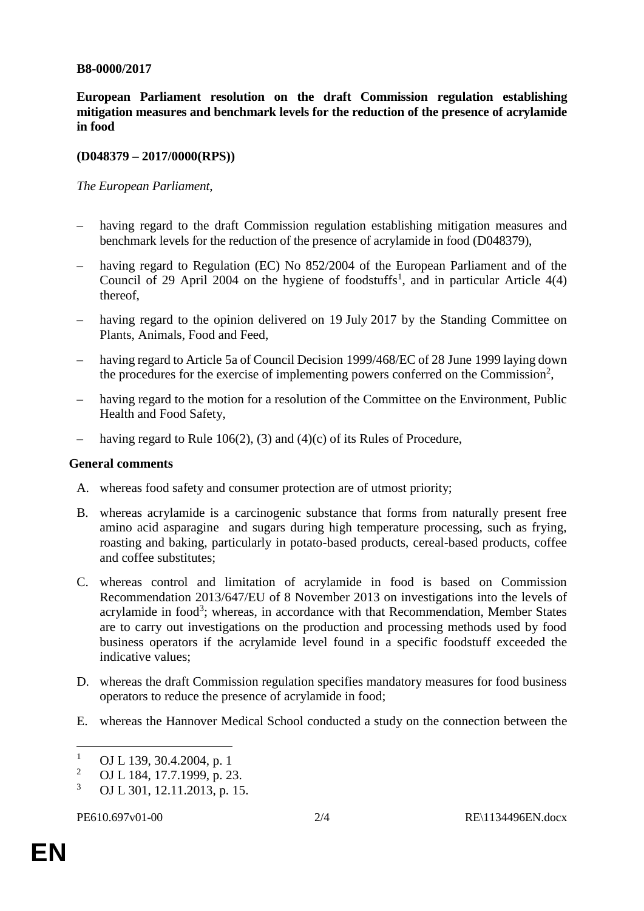**B8-0000/2017**

**European Parliament resolution on the draft Commission regulation establishing mitigation measures and benchmark levels for the reduction of the presence of acrylamide in food**

**(D048379 – 2017/0000(RPS))**

*The European Parliament*,

– having regard to the draft Commission regulation establishing mitigation measures and benchmark levels for the reduction of the presence of acrylamide in food (D048379),

– having regard to Regulation (EC) No 852/2004 of the European Parliament and of the Council of 29 April 2004 on the hygiene of foodstuffs[1], and in particular Article 4(4) thereof,

– having regard to the opinion delivered on 19 July 2017 by the Standing Committee on Plants, Animals, Food and Feed,

– having regard to Article 5a of Council Decision 1999/468/EC of 28 June 1999 laying down the procedures for the exercise of implementing powers conferred on the Commission[2],

– having regard to the motion for a resolution of the Committee on the Environment, Public Health and Food Safety,

– having regard to Rule 106(2), (3) and (4)(c) of its Rules of Procedure,

**General comments**

A. whereas food safety and consumer protection are of utmost priority;

B. whereas acrylamide is a carcinogenic substance that forms from naturally present free amino acid asparagine and sugars during high temperature processing, such as frying, roasting and baking, particularly in potato-based products, cereal-based products, coffee and coffee substitutes;

C. whereas control and limitation of acrylamide in food is based on Commission Recommendation 2013/647/EU of 8 November 2013 on investigations into the levels of acrylamide in food[3]; whereas, in accordance with that Recommendation, Member States are to carry out investigations on the production and processing methods used by food business operators if the acrylamide level found in a specific foodstuff exceeded the indicative values;

D. whereas the draft Commission regulation specifies mandatory measures for food business operators to reduce the presence of acrylamide in food;

E. whereas the Hannover Medical School conducted a study on the connection between the

---

[1] OJ L 139, 30.4.2004, p. 1

[2] OJ L 184, 17.7.1999, p. 23.

[3] OJ L 301, 12.11.2013, p. 15.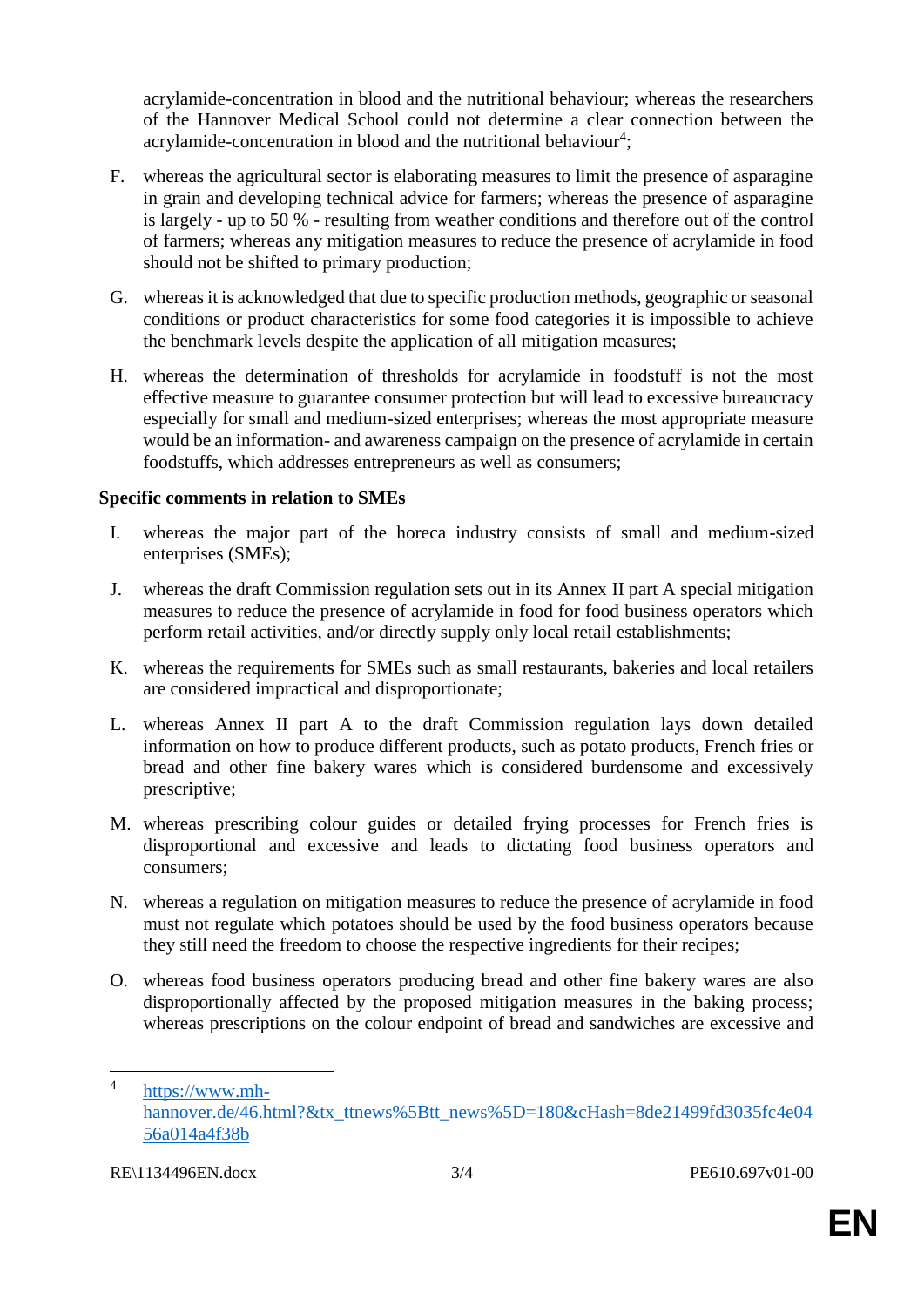acrylamide-concentration in blood and the nutritional behaviour; whereas the researchers of the Hannover Medical School could not determine a clear connection between the acrylamide-concentration in blood and the nutritional behaviour[4];

F. whereas the agricultural sector is elaborating measures to limit the presence of asparagine in grain and developing technical advice for farmers; whereas the presence of asparagine is largely - up to 50 % - resulting from weather conditions and therefore out of the control of farmers; whereas any mitigation measures to reduce the presence of acrylamide in food should not be shifted to primary production;

G. whereas it is acknowledged that due to specific production methods, geographic or seasonal conditions or product characteristics for some food categories it is impossible to achieve the benchmark levels despite the application of all mitigation measures;

H. whereas the determination of thresholds for acrylamide in foodstuff is not the most effective measure to guarantee consumer protection but will lead to excessive bureaucracy especially for small and medium-sized enterprises; whereas the most appropriate measure would be an information- and awareness campaign on the presence of acrylamide in certain foodstuffs, which addresses entrepreneurs as well as consumers;

**Specific comments in relation to SMEs**

I. whereas the major part of the horeca industry consists of small and medium-sized enterprises (SMEs);

J. whereas the draft Commission regulation sets out in its Annex II part A special mitigation measures to reduce the presence of acrylamide in food for food business operators which perform retail activities, and/or directly supply only local retail establishments;

K. whereas the requirements for SMEs such as small restaurants, bakeries and local retailers are considered impractical and disproportionate;

L. whereas Annex II part A to the draft Commission regulation lays down detailed information on how to produce different products, such as potato products, French fries or bread and other fine bakery wares which is considered burdensome and excessively prescriptive;

M. whereas prescribing colour guides or detailed frying processes for French fries is disproportional and excessive and leads to dictating food business operators and consumers;

N. whereas a regulation on mitigation measures to reduce the presence of acrylamide in food must not regulate which potatoes should be used by the food business operators because they still need the freedom to choose the respective ingredients for their recipes;

O. whereas food business operators producing bread and other fine bakery wares are also disproportionally affected by the proposed mitigation measures in the baking process; whereas prescriptions on the colour endpoint of bread and sandwiches are excessive and

---

[4] https://www.mh-hannover.de/46.html?&tx_ttnews%5Btt_news%5D=180&cHash=8de21499fd3035fc4e0456a014a4f38b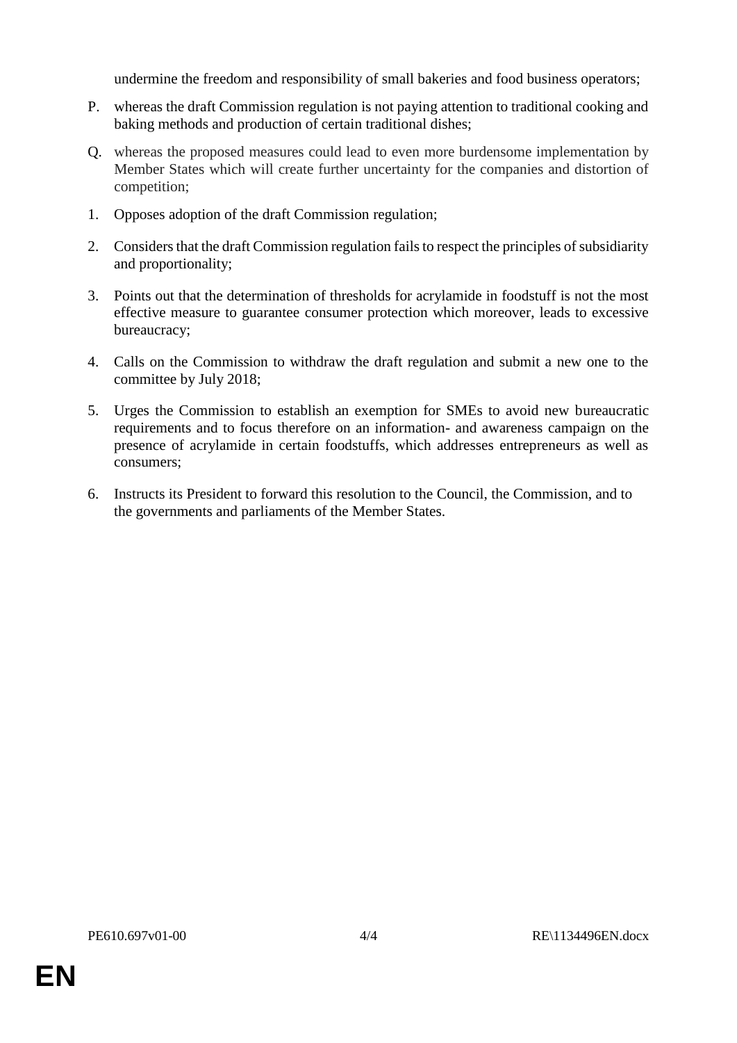undermine the freedom and responsibility of small bakeries and food business operators;

P. whereas the draft Commission regulation is not paying attention to traditional cooking and baking methods and production of certain traditional dishes;

Q. whereas the proposed measures could lead to even more burdensome implementation by Member States which will create further uncertainty for the companies and distortion of competition;

1. Opposes adoption of the draft Commission regulation;

2. Considers that the draft Commission regulation fails to respect the principles of subsidiarity and proportionality;

3. Points out that the determination of thresholds for acrylamide in foodstuff is not the most effective measure to guarantee consumer protection which moreover, leads to excessive bureaucracy;

4. Calls on the Commission to withdraw the draft regulation and submit a new one to the committee by July 2018;

5. Urges the Commission to establish an exemption for SMEs to avoid new bureaucratic requirements and to focus therefore on an information- and awareness campaign on the presence of acrylamide in certain foodstuffs, which addresses entrepreneurs as well as consumers;

6. Instructs its President to forward this resolution to the Council, the Commission, and to the governments and parliaments of the Member States.